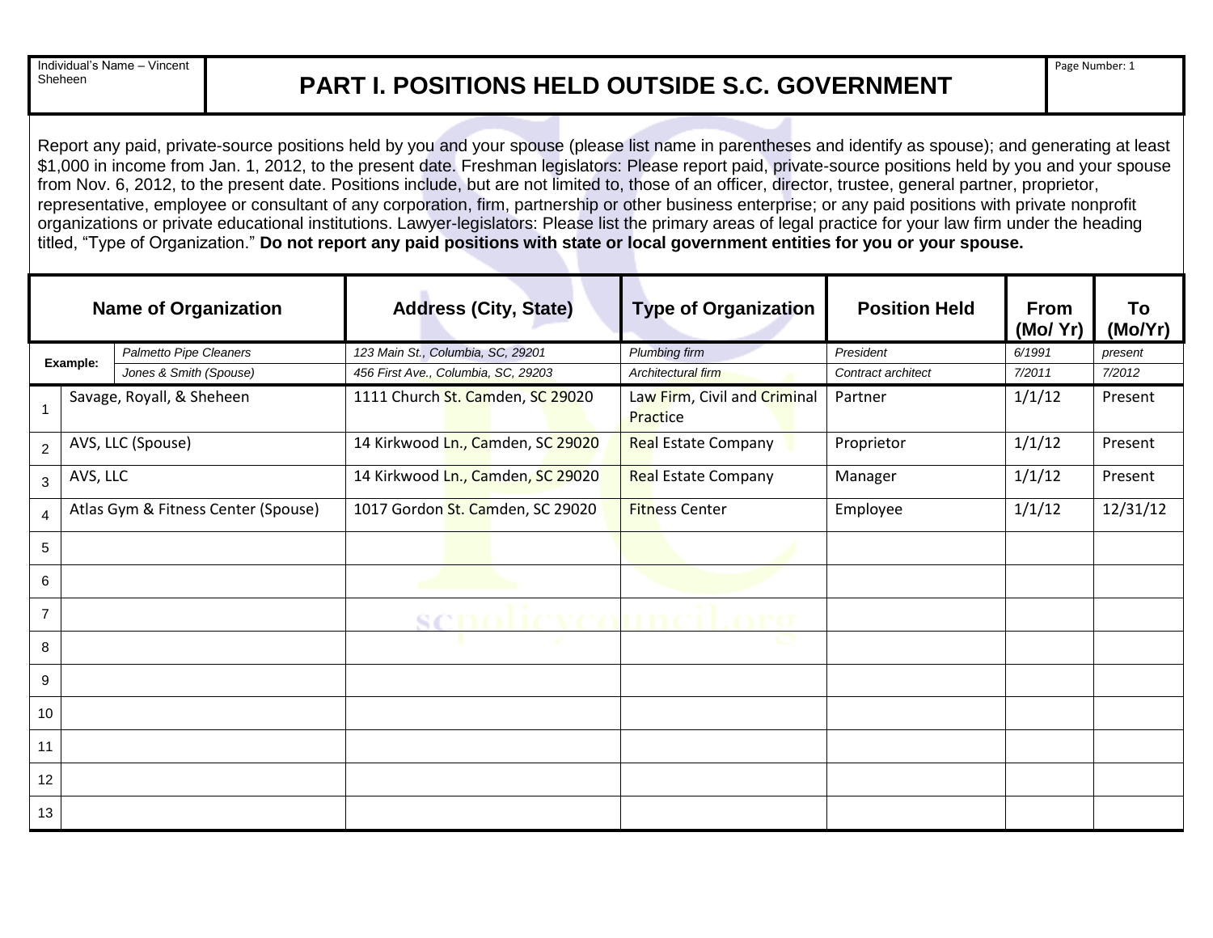Individual's Name – Vincent Sheheen

# PART I. POSITIONS HELD OUTSIDE S.C. GOVERNMENT

Report any paid, private-source positions held by you and your spouse (please list name in parentheses and identify as spouse); and generating at least $1,000 in income from Jan. 1, 2012, to the present date. Freshman legislators: Please report paid, private-source positions held by you and your spouse from Nov. 6, 2012, to the present date. Positions include, but are not limited to, those of an officer, director, trustee, general partner, proprietor, representative, employee or consultant of any corporation, firm, partnership or other business enterprise; or any paid positions with private nonprofit organizations or private educational institutions. Lawyer-legislators: Please list the primary areas of legal practice for your law firm under the heading titled, "Type of Organization." **Do not report any paid positions with state or local government entities for you or your spouse.**

| | Name of Organization | Address (City, State) | Type of Organization | Position Held | From (Mo/ Yr) | To (Mo/Yr) |
|---|---|---|---|---|---|---|
| Example: | *Palmetto Pipe Cleaners* | *123 Main St., Columbia, SC, 29201* | *Plumbing firm* | *President* | *6/1991* | *present* |
| | *Jones & Smith (Spouse)* | *456 First Ave., Columbia, SC, 29203* | *Architectural firm* | *Contract architect* | *7/2011* | *7/2012* |
| 1 | Savage, Royall, & Sheheen | 1111 Church St. Camden, SC 29020 | Law Firm, Civil and Criminal Practice | Partner | 1/1/12 | Present |
| 2 | AVS, LLC (Spouse) | 14 Kirkwood Ln., Camden, SC 29020 | Real Estate Company | Proprietor | 1/1/12 | Present |
| 3 | AVS, LLC | 14 Kirkwood Ln., Camden, SC 29020 | Real Estate Company | Manager | 1/1/12 | Present |
| 4 | Atlas Gym & Fitness Center (Spouse) | 1017 Gordon St. Camden, SC 29020 | Fitness Center | Employee | 1/1/12 | 12/31/12 |
| 5 | | | | | | |
| 6 | | | | | | |
| 7 | | | | | | |
| 8 | | | | | | |
| 9 | | | | | | |
| 10 | | | | | | |
| 11 | | | | | | |
| 12 | | | | | | |
| 13 | | | | | | |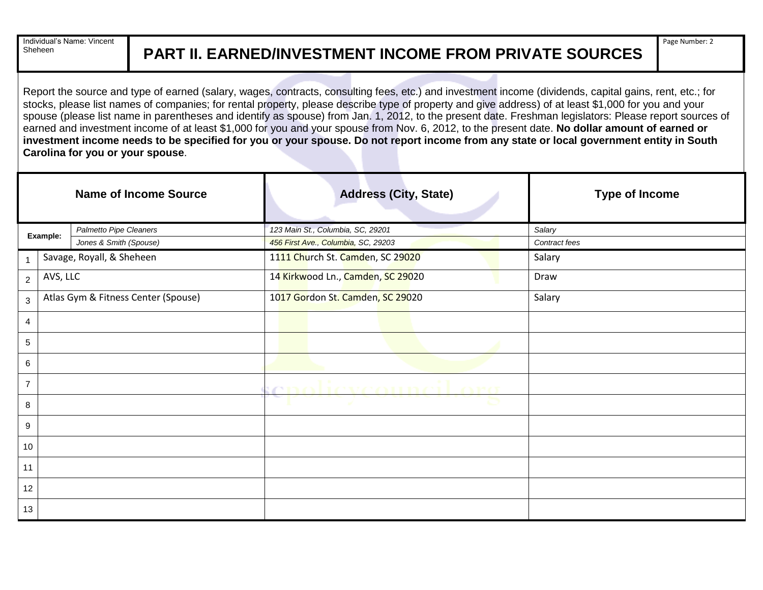Individual's Name: Vincent Sheheen

# PART II. EARNED/INVESTMENT INCOME FROM PRIVATE SOURCES

Page Number: 2

Report the source and type of earned (salary, wages, contracts, consulting fees, etc.) and investment income (dividends, capital gains, rent, etc.; for stocks, please list names of companies; for rental property, please describe type of property and give address) of at least $1,000 for you and your spouse (please list name in parentheses and identify as spouse) from Jan. 1, 2012, to the present date. Freshman legislators: Please report sources of earned and investment income of at least $1,000 for you and your spouse from Nov. 6, 2012, to the present date. **No dollar amount of earned or investment income needs to be specified for you or your spouse. Do not report income from any state or local government entity in South Carolina for you or your spouse**.

| | Name of Income Source | Address (City, State) | Type of Income |
|---|---|---|---|
| Example: | *Palmetto Pipe Cleaners* | *123 Main St., Columbia, SC, 29201* | *Salary* |
| | *Jones & Smith (Spouse)* | *456 First Ave., Columbia, SC, 29203* | *Contract fees* |
| 1 | Savage, Royall, & Sheheen | 1111 Church St. Camden, SC 29020 | Salary |
| 2 | AVS, LLC | 14 Kirkwood Ln., Camden, SC 29020 | Draw |
| 3 | Atlas Gym & Fitness Center (Spouse) | 1017 Gordon St. Camden, SC 29020 | Salary |
| 4 | | | |
| 5 | | | |
| 6 | | | |
| 7 | | | |
| 8 | | | |
| 9 | | | |
| 10 | | | |
| 11 | | | |
| 12 | | | |
| 13 | | | |